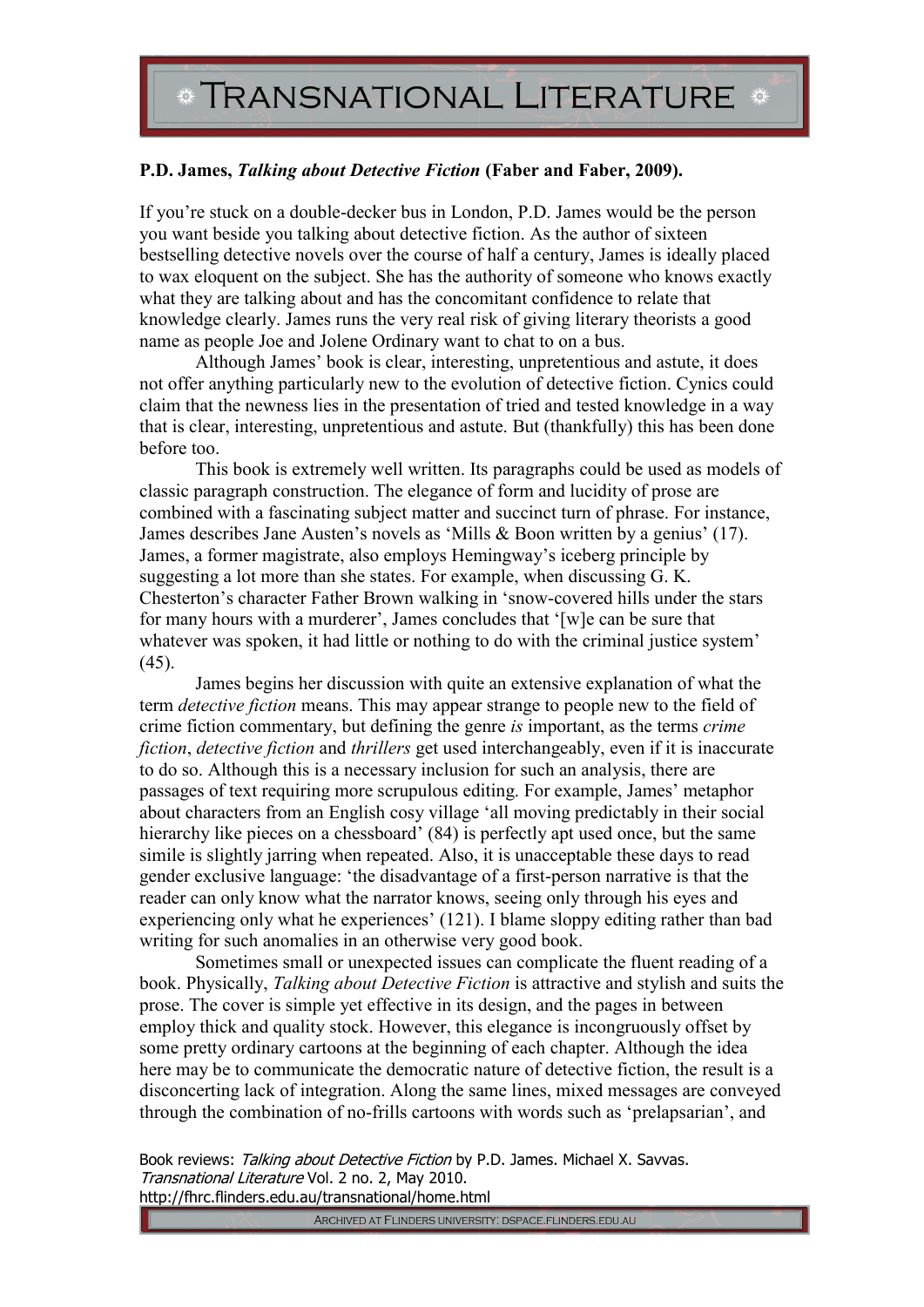**P.D. James, *Talking about Detective Fiction* (Faber and Faber, 2009).**

If you're stuck on a double-decker bus in London, P.D. James would be the person you want beside you talking about detective fiction. As the author of sixteen bestselling detective novels over the course of half a century, James is ideally placed to wax eloquent on the subject. She has the authority of someone who knows exactly what they are talking about and has the concomitant confidence to relate that knowledge clearly. James runs the very real risk of giving literary theorists a good name as people Joe and Jolene Ordinary want to chat to on a bus.

Although James' book is clear, interesting, unpretentious and astute, it does not offer anything particularly new to the evolution of detective fiction. Cynics could claim that the newness lies in the presentation of tried and tested knowledge in a way that is clear, interesting, unpretentious and astute. But (thankfully) this has been done before too.

This book is extremely well written. Its paragraphs could be used as models of classic paragraph construction. The elegance of form and lucidity of prose are combined with a fascinating subject matter and succinct turn of phrase. For instance, James describes Jane Austen's novels as 'Mills & Boon written by a genius' (17). James, a former magistrate, also employs Hemingway's iceberg principle by suggesting a lot more than she states. For example, when discussing G. K. Chesterton's character Father Brown walking in 'snow-covered hills under the stars for many hours with a murderer', James concludes that '[w]e can be sure that whatever was spoken, it had little or nothing to do with the criminal justice system' (45).

James begins her discussion with quite an extensive explanation of what the term *detective fiction* means. This may appear strange to people new to the field of crime fiction commentary, but defining the genre *is* important, as the terms *crime fiction*, *detective fiction* and *thrillers* get used interchangeably, even if it is inaccurate to do so. Although this is a necessary inclusion for such an analysis, there are passages of text requiring more scrupulous editing. For example, James' metaphor about characters from an English cosy village 'all moving predictably in their social hierarchy like pieces on a chessboard' (84) is perfectly apt used once, but the same simile is slightly jarring when repeated. Also, it is unacceptable these days to read gender exclusive language: 'the disadvantage of a first-person narrative is that the reader can only know what the narrator knows, seeing only through his eyes and experiencing only what he experiences' (121). I blame sloppy editing rather than bad writing for such anomalies in an otherwise very good book.

Sometimes small or unexpected issues can complicate the fluent reading of a book. Physically, *Talking about Detective Fiction* is attractive and stylish and suits the prose. The cover is simple yet effective in its design, and the pages in between employ thick and quality stock. However, this elegance is incongruously offset by some pretty ordinary cartoons at the beginning of each chapter. Although the idea here may be to communicate the democratic nature of detective fiction, the result is a disconcerting lack of integration. Along the same lines, mixed messages are conveyed through the combination of no-frills cartoons with words such as 'prelapsarian', and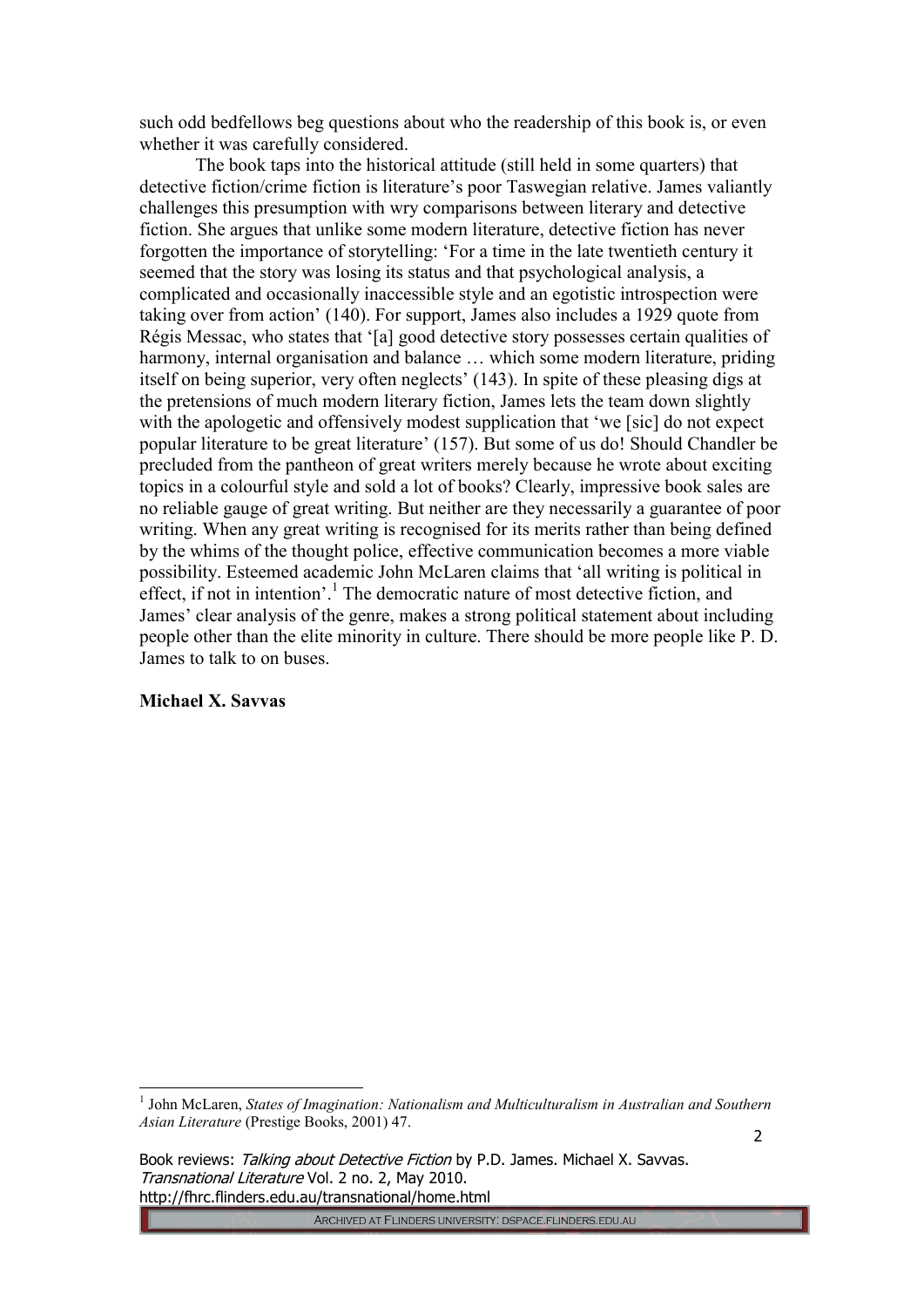such odd bedfellows beg questions about who the readership of this book is, or even whether it was carefully considered.

The book taps into the historical attitude (still held in some quarters) that detective fiction/crime fiction is literature's poor Taswegian relative. James valiantly challenges this presumption with wry comparisons between literary and detective fiction. She argues that unlike some modern literature, detective fiction has never forgotten the importance of storytelling: 'For a time in the late twentieth century it seemed that the story was losing its status and that psychological analysis, a complicated and occasionally inaccessible style and an egotistic introspection were taking over from action' (140). For support, James also includes a 1929 quote from Régis Messac, who states that '[a] good detective story possesses certain qualities of harmony, internal organisation and balance … which some modern literature, priding itself on being superior, very often neglects' (143). In spite of these pleasing digs at the pretensions of much modern literary fiction, James lets the team down slightly with the apologetic and offensively modest supplication that 'we [sic] do not expect popular literature to be great literature' (157). But some of us do! Should Chandler be precluded from the pantheon of great writers merely because he wrote about exciting topics in a colourful style and sold a lot of books? Clearly, impressive book sales are no reliable gauge of great writing. But neither are they necessarily a guarantee of poor writing. When any great writing is recognised for its merits rather than being defined by the whims of the thought police, effective communication becomes a more viable possibility. Esteemed academic John McLaren claims that 'all writing is political in effect, if not in intention'.[1] The democratic nature of most detective fiction, and James' clear analysis of the genre, makes a strong political statement about including people other than the elite minority in culture. There should be more people like P. D. James to talk to on buses.

**Michael X. Savvas**

---

[1] John McLaren, *States of Imagination: Nationalism and Multiculturalism in Australian and Southern Asian Literature* (Prestige Books, 2001) 47.